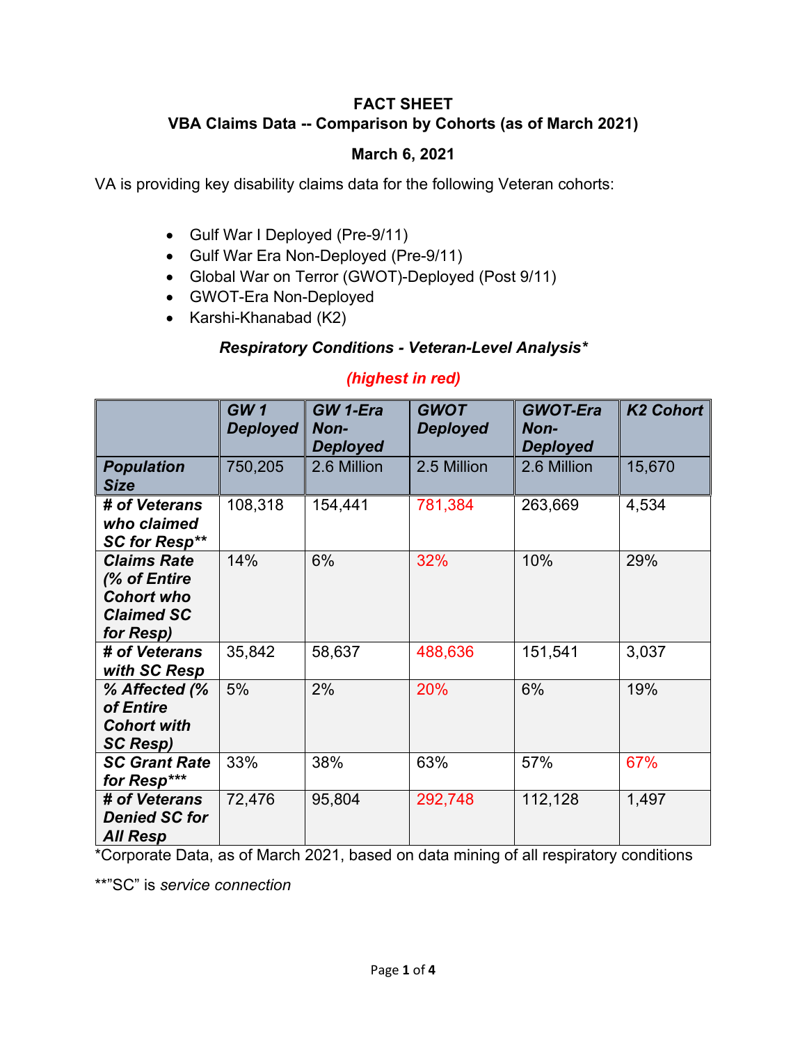**FACT SHEET**
**VBA Claims Data -- Comparison by Cohorts (as of March 2021)**

**March 6, 2021**

VA is providing key disability claims data for the following Veteran cohorts:

- Gulf War I Deployed (Pre-9/11)
- Gulf War Era Non-Deployed (Pre-9/11)
- Global War on Terror (GWOT)-Deployed (Post 9/11)
- GWOT-Era Non-Deployed
- Karshi-Khanabad (K2)

***Respiratory Conditions - Veteran-Level Analysis****

***(highest in red)***

| | ***GW 1 Deployed*** | ***GW 1-Era Non-Deployed*** | ***GWOT Deployed*** | ***GWOT-Era Non-Deployed*** | ***K2 Cohort*** |
|---|---|---|---|---|---|
| ***Population Size*** | 750,205 | 2.6 Million | 2.5 Million | 2.6 Million | 15,670 |
| ***# of Veterans who claimed SC for Resp**** | 108,318 | 154,441 | 781,384 | 263,669 | 4,534 |
| ***Claims Rate (% of Entire Cohort who Claimed SC for Resp)*** | 14% | 6% | 32% | 10% | 29% |
| ***# of Veterans with SC Resp*** | 35,842 | 58,637 | 488,636 | 151,541 | 3,037 |
| ***% Affected (% of Entire Cohort with SC Resp)*** | 5% | 2% | 20% | 6% | 19% |
| ***SC Grant Rate for Resp***** | 33% | 38% | 63% | 57% | 67% |
| ***# of Veterans Denied SC for All Resp*** | 72,476 | 95,804 | 292,748 | 112,128 | 1,497 |

*Corporate Data, as of March 2021, based on data mining of all respiratory conditions

**"SC" is *service connection*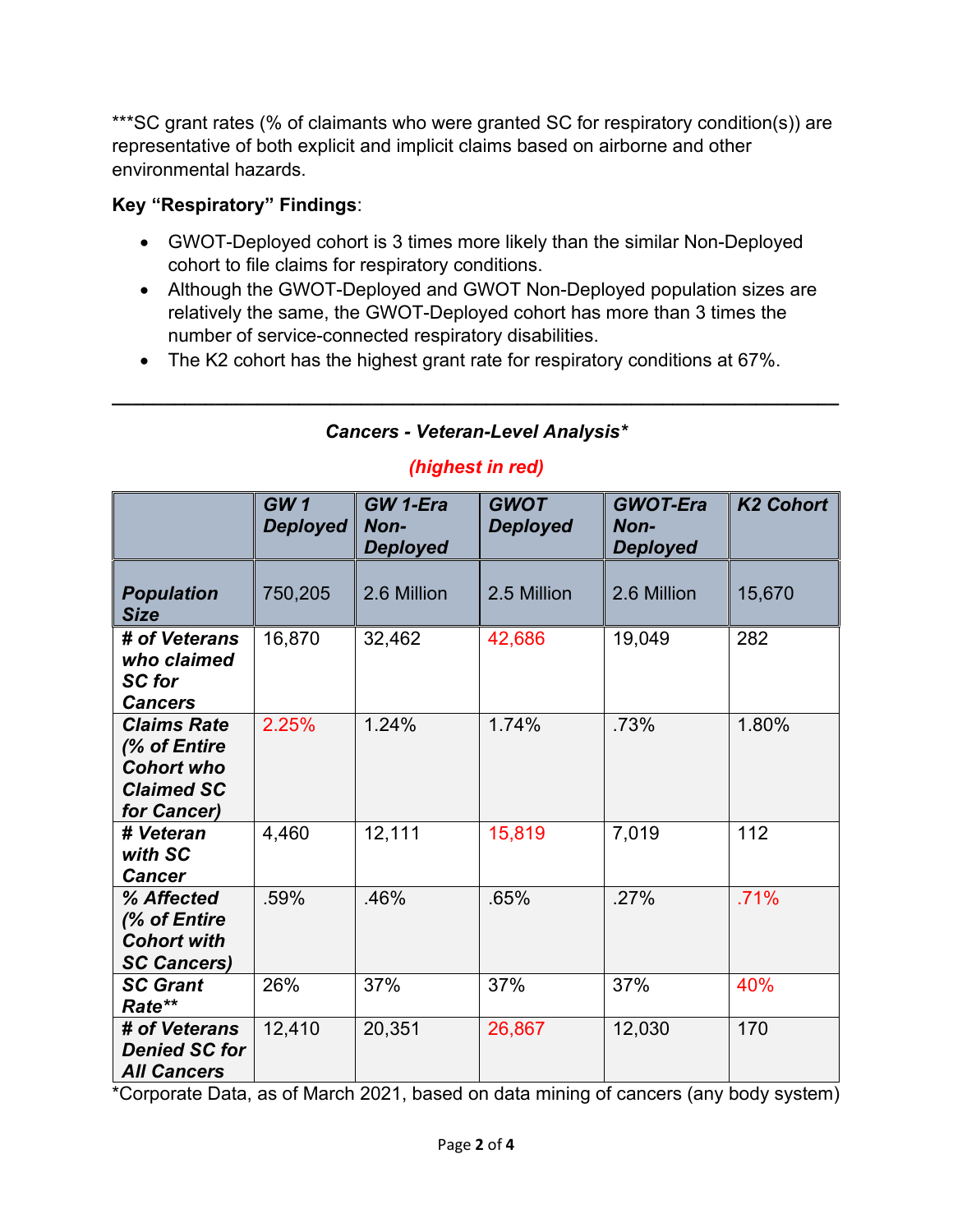***SC grant rates (% of claimants who were granted SC for respiratory condition(s)) are representative of both explicit and implicit claims based on airborne and other environmental hazards.

**Key "Respiratory" Findings**:

- GWOT-Deployed cohort is 3 times more likely than the similar Non-Deployed cohort to file claims for respiratory conditions.
- Although the GWOT-Deployed and GWOT Non-Deployed population sizes are relatively the same, the GWOT-Deployed cohort has more than 3 times the number of service-connected respiratory disabilities.
- The K2 cohort has the highest grant rate for respiratory conditions at 67%.

---

***Cancers - Veteran-Level Analysis****

***(highest in red)***

| | ***GW 1 Deployed*** | ***GW 1-Era Non-Deployed*** | ***GWOT Deployed*** | ***GWOT-Era Non-Deployed*** | ***K2 Cohort*** |
|---|---|---|---|---|---|
| ***Population Size*** | 750,205 | 2.6 Million | 2.5 Million | 2.6 Million | 15,670 |
| ***# of Veterans who claimed SC for Cancers*** | 16,870 | 32,462 | 42,686 | 19,049 | 282 |
| ***Claims Rate (% of Entire Cohort who Claimed SC for Cancer)*** | 2.25% | 1.24% | 1.74% | .73% | 1.80% |
| ***# Veteran with SC Cancer*** | 4,460 | 12,111 | 15,819 | 7,019 | 112 |
| ***% Affected (% of Entire Cohort with SC Cancers)*** | .59% | .46% | .65% | .27% | .71% |
| ***SC Grant Rate**** | 26% | 37% | 37% | 37% | 40% |
| ***# of Veterans Denied SC for All Cancers*** | 12,410 | 20,351 | 26,867 | 12,030 | 170 |

*Corporate Data, as of March 2021, based on data mining of cancers (any body system)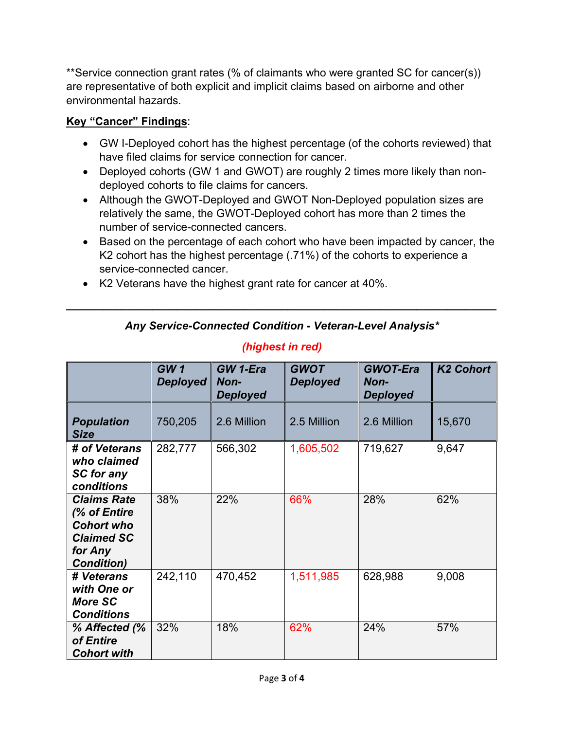**Service connection grant rates (% of claimants who were granted SC for cancer(s)) are representative of both explicit and implicit claims based on airborne and other environmental hazards.

**<u>Key “Cancer” Findings</u>**:

- GW I-Deployed cohort has the highest percentage (of the cohorts reviewed) that have filed claims for service connection for cancer.
- Deployed cohorts (GW 1 and GWOT) are roughly 2 times more likely than non-deployed cohorts to file claims for cancers.
- Although the GWOT-Deployed and GWOT Non-Deployed population sizes are relatively the same, the GWOT-Deployed cohort has more than 2 times the number of service-connected cancers.
- Based on the percentage of each cohort who have been impacted by cancer, the K2 cohort has the highest percentage (.71%) of the cohorts to experience a service-connected cancer.
- K2 Veterans have the highest grant rate for cancer at 40%.

---

***Any Service-Connected Condition - Veteran-Level Analysis****

***(highest in red)***

| | **GW 1 Deployed** | **GW 1-Era Non-Deployed** | **GWOT Deployed** | **GWOT-Era Non-Deployed** | **K2 Cohort** |
|---|---|---|---|---|---|
| ***Population Size*** | 750,205 | 2.6 Million | 2.5 Million | 2.6 Million | 15,670 |
| ***# of Veterans who claimed SC for any conditions*** | 282,777 | 566,302 | 1,605,502 | 719,627 | 9,647 |
| ***Claims Rate (% of Entire Cohort who Claimed SC for Any Condition)*** | 38% | 22% | 66% | 28% | 62% |
| ***# Veterans with One or More SC Conditions*** | 242,110 | 470,452 | 1,511,985 | 628,988 | 9,008 |
| ***% Affected (% of Entire Cohort with*** | 32% | 18% | 62% | 24% | 57% |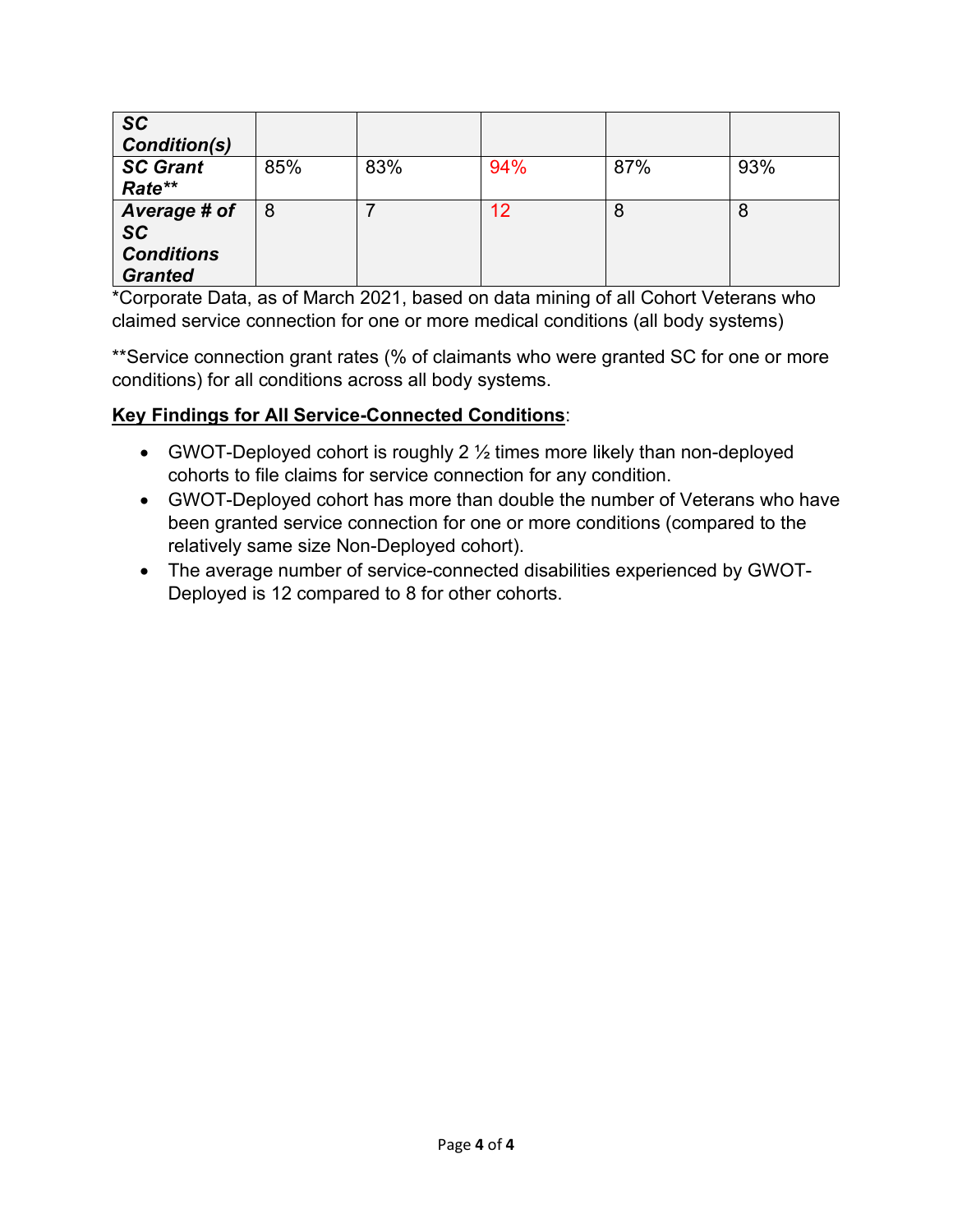| | | | | | |
|---|---|---|---|---|---|
| ***SC Condition(s)*** | | | | | |
| ***SC Grant Rate\*\**** | 85% | 83% | 94% | 87% | 93% |
| ***Average # of SC Conditions Granted*** | 8 | 7 | 12 | 8 | 8 |

*Corporate Data, as of March 2021, based on data mining of all Cohort Veterans who claimed service connection for one or more medical conditions (all body systems)

**Service connection grant rates (% of claimants who were granted SC for one or more conditions) for all conditions across all body systems.

**<u>Key Findings for All Service-Connected Conditions</u>**:

- GWOT-Deployed cohort is roughly 2 ½ times more likely than non-deployed cohorts to file claims for service connection for any condition.
- GWOT-Deployed cohort has more than double the number of Veterans who have been granted service connection for one or more conditions (compared to the relatively same size Non-Deployed cohort).
- The average number of service-connected disabilities experienced by GWOT-Deployed is 12 compared to 8 for other cohorts.